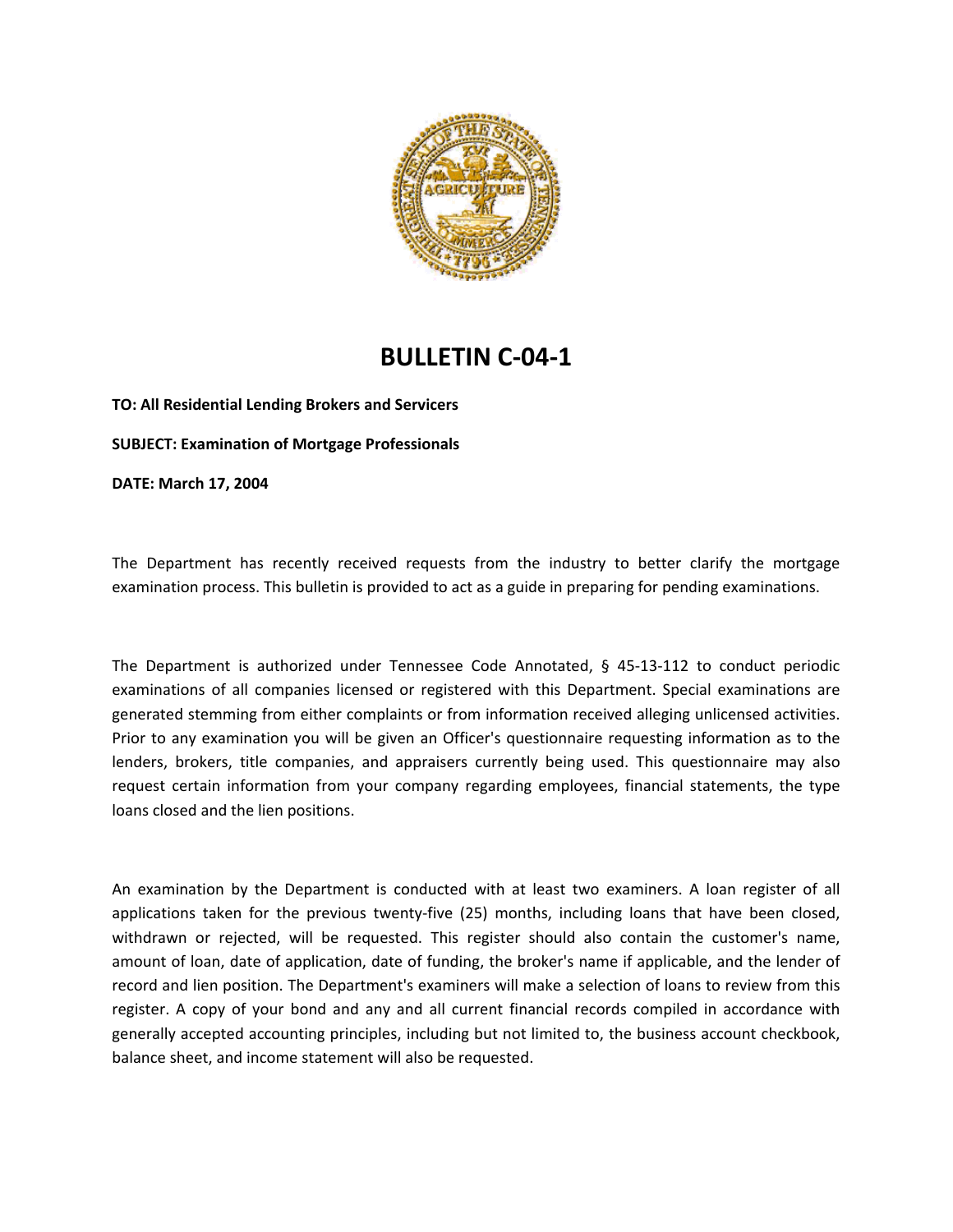# BULLETIN C-04-1

**TO: All Residential Lending Brokers and Servicers**

**SUBJECT: Examination of Mortgage Professionals**

**DATE: March 17, 2004**

The Department has recently received requests from the industry to better clarify the mortgage examination process. This bulletin is provided to act as a guide in preparing for pending examinations.

The Department is authorized under Tennessee Code Annotated, § 45-13-112 to conduct periodic examinations of all companies licensed or registered with this Department. Special examinations are generated stemming from either complaints or from information received alleging unlicensed activities. Prior to any examination you will be given an Officer's questionnaire requesting information as to the lenders, brokers, title companies, and appraisers currently being used. This questionnaire may also request certain information from your company regarding employees, financial statements, the type loans closed and the lien positions.

An examination by the Department is conducted with at least two examiners. A loan register of all applications taken for the previous twenty-five (25) months, including loans that have been closed, withdrawn or rejected, will be requested. This register should also contain the customer's name, amount of loan, date of application, date of funding, the broker's name if applicable, and the lender of record and lien position. The Department's examiners will make a selection of loans to review from this register. A copy of your bond and any and all current financial records compiled in accordance with generally accepted accounting principles, including but not limited to, the business account checkbook, balance sheet, and income statement will also be requested.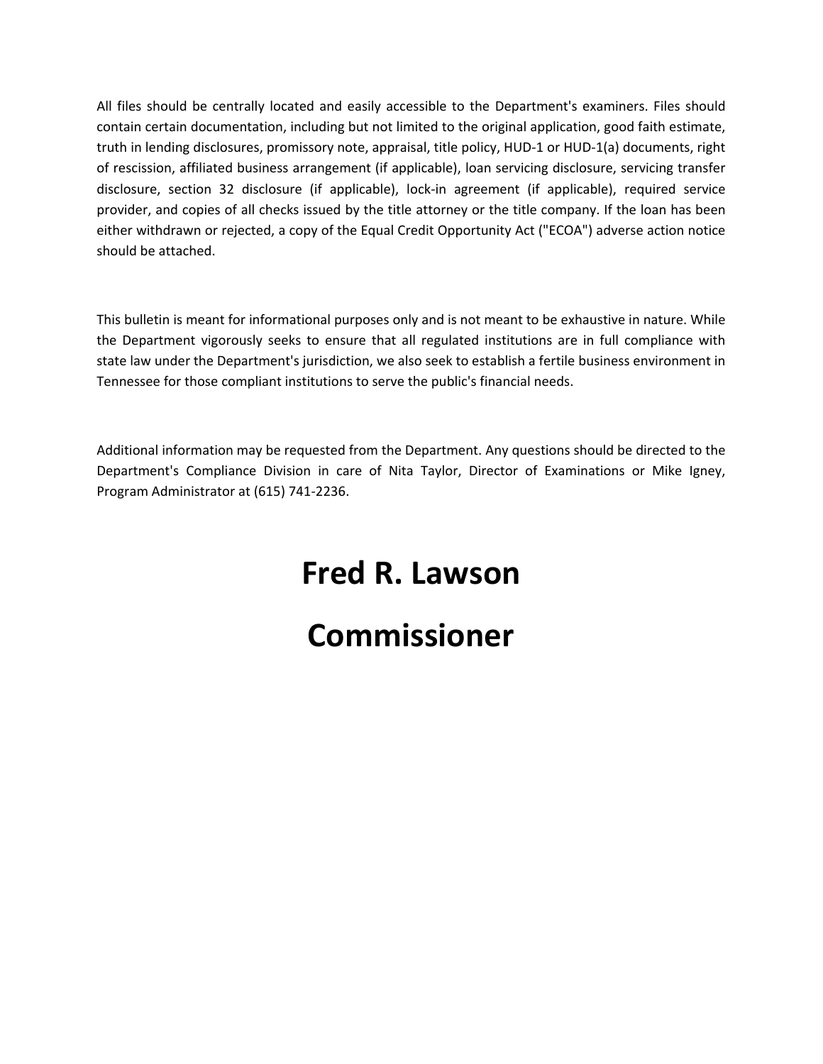All files should be centrally located and easily accessible to the Department's examiners. Files should contain certain documentation, including but not limited to the original application, good faith estimate, truth in lending disclosures, promissory note, appraisal, title policy, HUD-1 or HUD-1(a) documents, right of rescission, affiliated business arrangement (if applicable), loan servicing disclosure, servicing transfer disclosure, section 32 disclosure (if applicable), lock-in agreement (if applicable), required service provider, and copies of all checks issued by the title attorney or the title company. If the loan has been either withdrawn or rejected, a copy of the Equal Credit Opportunity Act ("ECOA") adverse action notice should be attached.

This bulletin is meant for informational purposes only and is not meant to be exhaustive in nature. While the Department vigorously seeks to ensure that all regulated institutions are in full compliance with state law under the Department's jurisdiction, we also seek to establish a fertile business environment in Tennessee for those compliant institutions to serve the public's financial needs.

Additional information may be requested from the Department. Any questions should be directed to the Department's Compliance Division in care of Nita Taylor, Director of Examinations or Mike Igney, Program Administrator at (615) 741-2236.

**Fred R. Lawson**

**Commissioner**